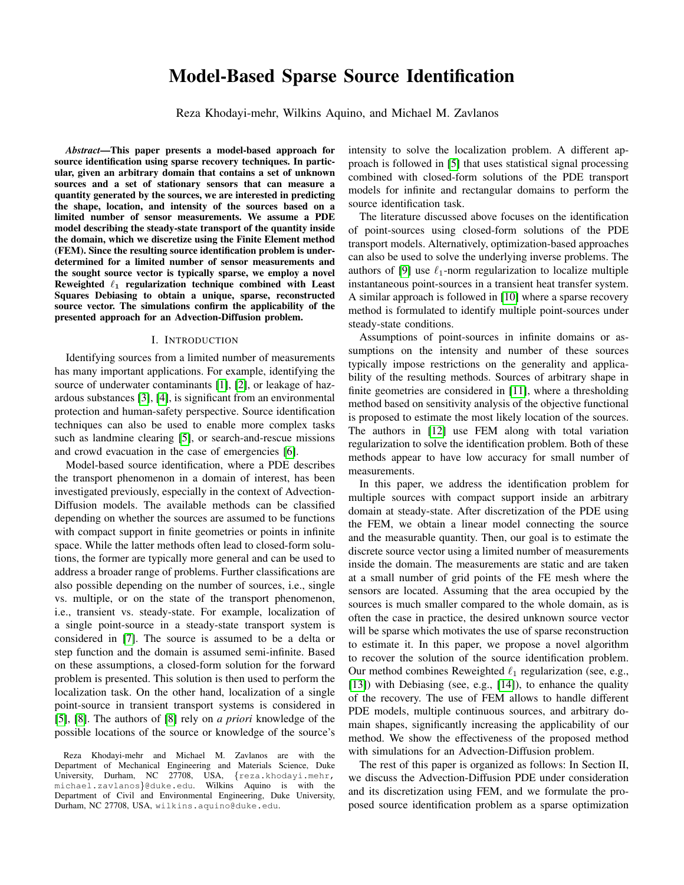# Model-Based Sparse Source Identification

Reza Khodayi-mehr, Wilkins Aquino, and Michael M. Zavlanos

***Abstract*—This paper presents a model-based approach for source identification using sparse recovery techniques. In particular, given an arbitrary domain that contains a set of unknown sources and a set of stationary sensors that can measure a quantity generated by the sources, we are interested in predicting the shape, location, and intensity of the sources based on a limited number of sensor measurements. We assume a PDE model describing the steady-state transport of the quantity inside the domain, which we discretize using the Finite Element method (FEM). Since the resulting source identification problem is underdetermined for a limited number of sensor measurements and the sought source vector is typically sparse, we employ a novel Reweighted $\ell_1$ regularization technique combined with Least Squares Debiasing to obtain a unique, sparse, reconstructed source vector. The simulations confirm the applicability of the presented approach for an Advection-Diffusion problem.**

## I. Introduction

Identifying sources from a limited number of measurements has many important applications. For example, identifying the source of underwater contaminants [1], [2], or leakage of hazardous substances [3], [4], is significant from an environmental protection and human-safety perspective. Source identification techniques can also be used to enable more complex tasks such as landmine clearing [5], or search-and-rescue missions and crowd evacuation in the case of emergencies [6].

Model-based source identification, where a PDE describes the transport phenomenon in a domain of interest, has been investigated previously, especially in the context of Advection-Diffusion models. The available methods can be classified depending on whether the sources are assumed to be functions with compact support in finite geometries or points in infinite space. While the latter methods often lead to closed-form solutions, the former are typically more general and can be used to address a broader range of problems. Further classifications are also possible depending on the number of sources, i.e., single vs. multiple, or on the state of the transport phenomenon, i.e., transient vs. steady-state. For example, localization of a single point-source in a steady-state transport system is considered in [7]. The source is assumed to be a delta or step function and the domain is assumed semi-infinite. Based on these assumptions, a closed-form solution for the forward problem is presented. This solution is then used to perform the localization task. On the other hand, localization of a single point-source in transient transport systems is considered in [5], [8]. The authors of [8] rely on *a priori* knowledge of the possible locations of the source or knowledge of the source's intensity to solve the localization problem. A different approach is followed in [5] that uses statistical signal processing combined with closed-form solutions of the PDE transport models for infinite and rectangular domains to perform the source identification task.

The literature discussed above focuses on the identification of point-sources using closed-form solutions of the PDE transport models. Alternatively, optimization-based approaches can also be used to solve the underlying inverse problems. The authors of [9] use $\ell_1$-norm regularization to localize multiple instantaneous point-sources in a transient heat transfer system. A similar approach is followed in [10] where a sparse recovery method is formulated to identify multiple point-sources under steady-state conditions.

Assumptions of point-sources in infinite domains or assumptions on the intensity and number of these sources typically impose restrictions on the generality and applicability of the resulting methods. Sources of arbitrary shape in finite geometries are considered in [11], where a thresholding method based on sensitivity analysis of the objective functional is proposed to estimate the most likely location of the sources. The authors in [12] use FEM along with total variation regularization to solve the identification problem. Both of these methods appear to have low accuracy for small number of measurements.

In this paper, we address the identification problem for multiple sources with compact support inside an arbitrary domain at steady-state. After discretization of the PDE using the FEM, we obtain a linear model connecting the source and the measurable quantity. Then, our goal is to estimate the discrete source vector using a limited number of measurements inside the domain. The measurements are static and are taken at a small number of grid points of the FE mesh where the sensors are located. Assuming that the area occupied by the sources is much smaller compared to the whole domain, as is often the case in practice, the desired unknown source vector will be sparse which motivates the use of sparse reconstruction to estimate it. In this paper, we propose a novel algorithm to recover the solution of the source identification problem. Our method combines Reweighted $\ell_1$ regularization (see, e.g., [13]) with Debiasing (see, e.g., [14]), to enhance the quality of the recovery. The use of FEM allows to handle different PDE models, multiple continuous sources, and arbitrary domain shapes, significantly increasing the applicability of our method. We show the effectiveness of the proposed method with simulations for an Advection-Diffusion problem.

The rest of this paper is organized as follows: In Section II, we discuss the Advection-Diffusion PDE under consideration and its discretization using FEM, and we formulate the proposed source identification problem as a sparse optimization

Reza Khodayi-mehr and Michael M. Zavlanos are with the Department of Mechanical Engineering and Materials Science, Duke University, Durham, NC 27708, USA, {reza.khodayi.mehr, michael.zavlanos}@duke.edu. Wilkins Aquino is with the Department of Civil and Environmental Engineering, Duke University, Durham, NC 27708, USA, wilkins.aquino@duke.edu.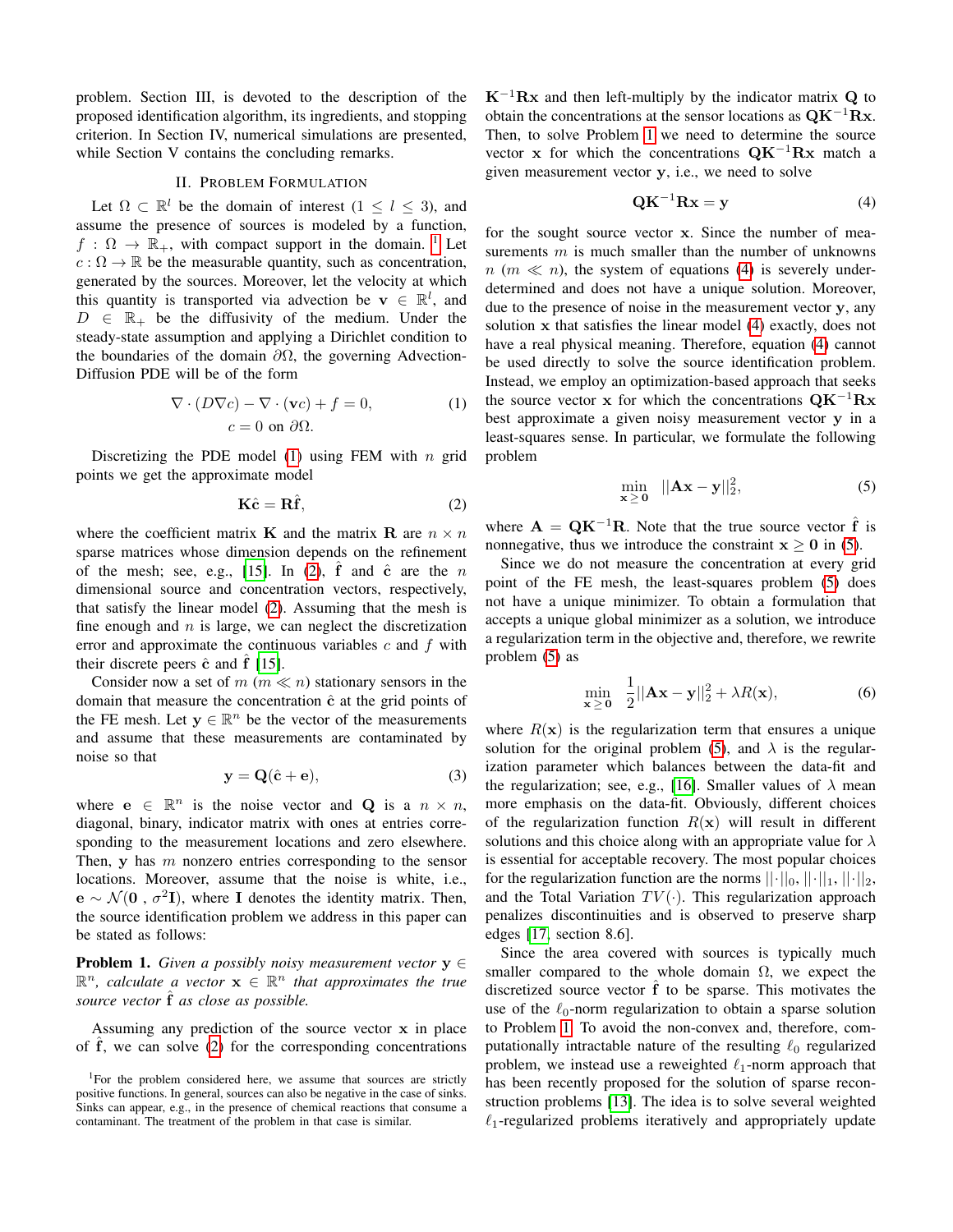problem. Section III, is devoted to the description of the proposed identification algorithm, its ingredients, and stopping criterion. In Section IV, numerical simulations are presented, while Section V contains the concluding remarks.

## II. Problem Formulation

Let $\Omega \subset \mathbb{R}^l$ be the domain of interest ($1 \leq l \leq 3$), and assume the presence of sources is modeled by a function, $f : \Omega \rightarrow \mathbb{R}_+$, with compact support in the domain. [1] Let $c : \Omega \rightarrow \mathbb{R}$ be the measurable quantity, such as concentration, generated by the sources. Moreover, let the velocity at which this quantity is transported via advection be $\mathbf{v} \in \mathbb{R}^l$, and $D \in \mathbb{R}_+$ be the diffusivity of the medium. Under the steady-state assumption and applying a Dirichlet condition to the boundaries of the domain $\partial\Omega$, the governing Advection-Diffusion PDE will be of the form

$$\nabla \cdot (D\nabla c) - \nabla \cdot (\mathbf{v}c) + f = 0, \qquad c = 0 \text{ on } \partial\Omega. \tag{1}$$

Discretizing the PDE model (1) using FEM with $n$ grid points we get the approximate model

$$\mathbf{K}\hat{\mathbf{c}} = \mathbf{R}\hat{\mathbf{f}}, \tag{2}$$

where the coefficient matrix $\mathbf{K}$ and the matrix $\mathbf{R}$ are $n \times n$ sparse matrices whose dimension depends on the refinement of the mesh; see, e.g., [15]. In (2), $\hat{\mathbf{f}}$ and $\hat{\mathbf{c}}$ are the $n$ dimensional source and concentration vectors, respectively, that satisfy the linear model (2). Assuming that the mesh is fine enough and $n$ is large, we can neglect the discretization error and approximate the continuous variables $c$ and $f$ with their discrete peers $\hat{\mathbf{c}}$ and $\hat{\mathbf{f}}$ [15].

Consider now a set of $m$ ($m \ll n$) stationary sensors in the domain that measure the concentration $\hat{\mathbf{c}}$ at the grid points of the FE mesh. Let $\mathbf{y} \in \mathbb{R}^n$ be the vector of the measurements and assume that these measurements are contaminated by noise so that

$$\mathbf{y} = \mathbf{Q}(\hat{\mathbf{c}} + \mathbf{e}), \tag{3}$$

where $\mathbf{e} \in \mathbb{R}^n$ is the noise vector and $\mathbf{Q}$ is a $n \times n$, diagonal, binary, indicator matrix with ones at entries corresponding to the measurement locations and zero elsewhere. Then, $\mathbf{y}$ has $m$ nonzero entries corresponding to the sensor locations. Moreover, assume that the noise is white, i.e., $\mathbf{e} \sim \mathcal{N}(\mathbf{0}\ , \sigma^2\mathbf{I})$, where $\mathbf{I}$ denotes the identity matrix. Then, the source identification problem we address in this paper can be stated as follows:

**Problem 1.** *Given a possibly noisy measurement vector $\mathbf{y} \in \mathbb{R}^n$, calculate a vector $\mathbf{x} \in \mathbb{R}^n$ that approximates the true source vector $\hat{\mathbf{f}}$ as close as possible.*

Assuming any prediction of the source vector $\mathbf{x}$ in place of $\hat{\mathbf{f}}$, we can solve (2) for the corresponding concentrations $\mathbf{K}^{-1}\mathbf{R}\mathbf{x}$ and then left-multiply by the indicator matrix $\mathbf{Q}$ to obtain the concentrations at the sensor locations as $\mathbf{Q}\mathbf{K}^{-1}\mathbf{R}\mathbf{x}$. Then, to solve Problem 1 we need to determine the source vector $\mathbf{x}$ for which the concentrations $\mathbf{Q}\mathbf{K}^{-1}\mathbf{R}\mathbf{x}$ match a given measurement vector $\mathbf{y}$, i.e., we need to solve

$$\mathbf{Q}\mathbf{K}^{-1}\mathbf{R}\mathbf{x} = \mathbf{y} \tag{4}$$

for the sought source vector $\mathbf{x}$. Since the number of measurements $m$ is much smaller than the number of unknowns $n$ ($m \ll n$), the system of equations (4) is severely underdetermined and does not have a unique solution. Moreover, due to the presence of noise in the measurement vector $\mathbf{y}$, any solution $\mathbf{x}$ that satisfies the linear model (4) exactly, does not have a real physical meaning. Therefore, equation (4) cannot be used directly to solve the source identification problem. Instead, we employ an optimization-based approach that seeks the source vector $\mathbf{x}$ for which the concentrations $\mathbf{Q}\mathbf{K}^{-1}\mathbf{R}\mathbf{x}$ best approximate a given noisy measurement vector $\mathbf{y}$ in a least-squares sense. In particular, we formulate the following problem

$$\min_{\mathbf{x} \geq \mathbf{0}} \ ||\mathbf{A}\mathbf{x} - \mathbf{y}||_2^2, \tag{5}$$

where $\mathbf{A} = \mathbf{Q}\mathbf{K}^{-1}\mathbf{R}$. Note that the true source vector $\hat{\mathbf{f}}$ is nonnegative, thus we introduce the constraint $\mathbf{x} \geq \mathbf{0}$ in (5).

Since we do not measure the concentration at every grid point of the FE mesh, the least-squares problem (5) does not have a unique minimizer. To obtain a formulation that accepts a unique global minimizer as a solution, we introduce a regularization term in the objective and, therefore, we rewrite problem (5) as

$$\min_{\mathbf{x} \geq \mathbf{0}} \ \frac{1}{2}||\mathbf{A}\mathbf{x} - \mathbf{y}||_2^2 + \lambda R(\mathbf{x}), \tag{6}$$

where $R(\mathbf{x})$ is the regularization term that ensures a unique solution for the original problem (5), and $\lambda$ is the regularization parameter which balances between the data-fit and the regularization; see, e.g., [16]. Smaller values of $\lambda$ mean more emphasis on the data-fit. Obviously, different choices of the regularization function $R(\mathbf{x})$ will result in different solutions and this choice along with an appropriate value for $\lambda$ is essential for acceptable recovery. The most popular choices for the regularization function are the norms $||\cdot||_0$, $||\cdot||_1$, $||\cdot||_2$, and the Total Variation $TV(\cdot)$. This regularization approach penalizes discontinuities and is observed to preserve sharp edges [17, section 8.6].

Since the area covered with sources is typically much smaller compared to the whole domain $\Omega$, we expect the discretized source vector $\hat{\mathbf{f}}$ to be sparse. This motivates the use of the $\ell_0$-norm regularization to obtain a sparse solution to Problem 1. To avoid the non-convex and, therefore, computationally intractable nature of the resulting $\ell_0$ regularized problem, we instead use a reweighted $\ell_1$-norm approach that has been recently proposed for the solution of sparse reconstruction problems [13]. The idea is to solve several weighted $\ell_1$-regularized problems iteratively and appropriately update

[1] For the problem considered here, we assume that sources are strictly positive functions. In general, sources can also be negative in the case of sinks. Sinks can appear, e.g., in the presence of chemical reactions that consume a contaminant. The treatment of the problem in that case is similar.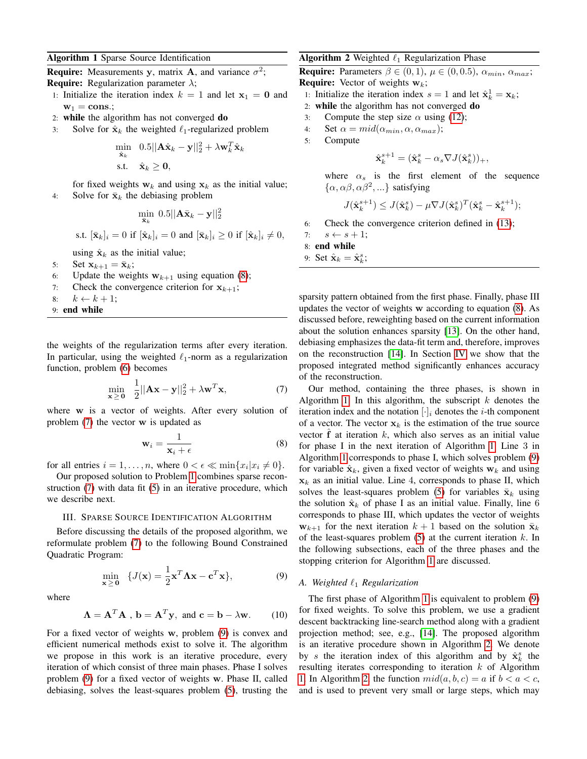**Algorithm 1** Sparse Source Identification

**Require:** Measurements $\mathbf{y}$, matrix $\mathbf{A}$, and variance $\sigma^2$;
**Require:** Regularization parameter $\lambda$;

1: Initialize the iteration index $k = 1$ and let $\mathbf{x}_1 = \mathbf{0}$ and $\mathbf{w}_1 = \mathbf{cons}$.;
2: **while** the algorithm has not converged **do**
3: Solve for $\hat{\mathbf{x}}_k$ the weighted $\ell_1$-regularized problem
$$\min_{\hat{\mathbf{x}}_k} \quad 0.5||\mathbf{A}\hat{\mathbf{x}}_k - \mathbf{y}||_2^2 + \lambda \mathbf{w}_k^T \hat{\mathbf{x}}_k$$
$$\text{s.t.} \quad \hat{\mathbf{x}}_k \geq \mathbf{0},$$
for fixed weights $\mathbf{w}_k$ and using $\mathbf{x}_k$ as the initial value;
4: Solve for $\bar{\mathbf{x}}_k$ the debiasing problem
$$\min_{\bar{\mathbf{x}}_k} \ 0.5||\mathbf{A}\bar{\mathbf{x}}_k - \mathbf{y}||_2^2$$
$$\text{s.t. } [\bar{\mathbf{x}}_k]_i = 0 \text{ if } [\hat{\mathbf{x}}_k]_i = 0 \text{ and } [\bar{\mathbf{x}}_k]_i \geq 0 \text{ if } [\hat{\mathbf{x}}_k]_i \neq 0,$$
using $\hat{\mathbf{x}}_k$ as the initial value;
5: Set $\mathbf{x}_{k+1} = \bar{\mathbf{x}}_k$;
6: Update the weights $\mathbf{w}_{k+1}$ using equation (8);
7: Check the convergence criterion for $\mathbf{x}_{k+1}$;
8: $k \leftarrow k+1$;
9: **end while**

the weights of the regularization terms after every iteration. In particular, using the weighted $\ell_1$-norm as a regularization function, problem (6) becomes

$$\min_{\mathbf{x} \geq \mathbf{0}} \quad \frac{1}{2}||\mathbf{A}\mathbf{x} - \mathbf{y}||_2^2 + \lambda \mathbf{w}^T \mathbf{x}, \tag{7}$$

where $\mathbf{w}$ is a vector of weights. After every solution of problem (7) the vector $\mathbf{w}$ is updated as

$$\mathbf{w}_i = \frac{1}{\mathbf{x}_i + \epsilon} \tag{8}$$

for all entries $i = 1, \ldots, n$, where $0 < \epsilon \ll \min\{x_i | x_i \neq 0\}$.

Our proposed solution to Problem 1 combines sparse reconstruction (7) with data fit (5) in an iterative procedure, which we describe next.

## III. Sparse Source Identification Algorithm

Before discussing the details of the proposed algorithm, we reformulate problem (7) to the following Bound Constrained Quadratic Program:

$$\min_{\mathbf{x} \geq \mathbf{0}} \quad \{J(\mathbf{x}) = \frac{1}{2}\mathbf{x}^T \mathbf{\Lambda} \mathbf{x} - \mathbf{c}^T \mathbf{x}\}, \tag{9}$$

where

$$\mathbf{\Lambda} = \mathbf{A}^T \mathbf{A} \ , \ \mathbf{b} = \mathbf{A}^T \mathbf{y}, \ \text{and} \ \mathbf{c} = \mathbf{b} - \lambda \mathbf{w}. \tag{10}$$

For a fixed vector of weights $\mathbf{w}$, problem (9) is convex and efficient numerical methods exist to solve it. The algorithm we propose in this work is an iterative procedure, every iteration of which consist of three main phases. Phase I solves problem (9) for a fixed vector of weights $\mathbf{w}$. Phase II, called debiasing, solves the least-squares problem (5), trusting the

**Algorithm 2** Weighted $\ell_1$ Regularization Phase

**Require:** Parameters $\beta \in (0, 1)$, $\mu \in (0, 0.5)$, $\alpha_{min}$, $\alpha_{max}$;
**Require:** Vector of weights $\mathbf{w}_k$;

1: Initialize the iteration index $s = 1$ and let $\hat{\mathbf{x}}_k^1 = \mathbf{x}_k$;
2: **while** the algorithm has not converged **do**
3: Compute the step size $\alpha$ using (12);
4: Set $\alpha = mid(\alpha_{min}, \alpha, \alpha_{max})$;
5: Compute
$$\hat{\mathbf{x}}_k^{s+1} = (\hat{\mathbf{x}}_k^s - \alpha_s \nabla J(\hat{\mathbf{x}}_k^s))_+,$$
where $\alpha_s$ is the first element of the sequence $\{\alpha, \alpha\beta, \alpha\beta^2, \ldots\}$ satisfying
$$J(\hat{\mathbf{x}}_k^{s+1}) \leq J(\hat{\mathbf{x}}_k^s) - \mu \nabla J(\hat{\mathbf{x}}_k^s)^T (\hat{\mathbf{x}}_k^s - \hat{\mathbf{x}}_k^{s+1});$$
6: Check the convergence criterion defined in (13);
7: $s \leftarrow s+1$;
8: **end while**
9: Set $\hat{\mathbf{x}}_k = \hat{\mathbf{x}}_k^s$;

sparsity pattern obtained from the first phase. Finally, phase III updates the vector of weights $\mathbf{w}$ according to equation (8). As discussed before, reweighting based on the current information about the solution enhances sparsity [13]. On the other hand, debiasing emphasizes the data-fit term and, therefore, improves on the reconstruction [14]. In Section IV we show that the proposed integrated method significantly enhances accuracy of the reconstruction.

Our method, containing the three phases, is shown in Algorithm 1. In this algorithm, the subscript $k$ denotes the iteration index and the notation $[\cdot]_i$ denotes the $i$-th component of a vector. The vector $\mathbf{x}_k$ is the estimation of the true source vector $\hat{\mathbf{f}}$ at iteration $k$, which also serves as an initial value for phase I in the next iteration of Algorithm 1. Line 3 in Algorithm 1 corresponds to phase I, which solves problem (9) for variable $\hat{\mathbf{x}}_k$, given a fixed vector of weights $\mathbf{w}_k$ and using $\mathbf{x}_k$ as an initial value. Line 4, corresponds to phase II, which solves the least-squares problem (5) for variables $\bar{\mathbf{x}}_k$ using the solution $\hat{\mathbf{x}}_k$ of phase I as an initial value. Finally, line 6 corresponds to phase III, which updates the vector of weights $\mathbf{w}_{k+1}$ for the next iteration $k+1$ based on the solution $\bar{\mathbf{x}}_k$ of the least-squares problem (5) at the current iteration $k$. In the following subsections, each of the three phases and the stopping criterion for Algorithm 1 are discussed.

### A. Weighted $\ell_1$ Regularization

The first phase of Algorithm 1 is equivalent to problem (9) for fixed weights. To solve this problem, we use a gradient descent backtracking line-search method along with a gradient projection method; see, e.g., [14]. The proposed algorithm is an iterative procedure shown in Algorithm 2. We denote by $s$ the iteration index of this algorithm and by $\hat{\mathbf{x}}_k^s$ the resulting iterates corresponding to iteration $k$ of Algorithm 1. In Algorithm 2, the function $mid(a, b, c) = a$ if $b < a < c$, and is used to prevent very small or large steps, which may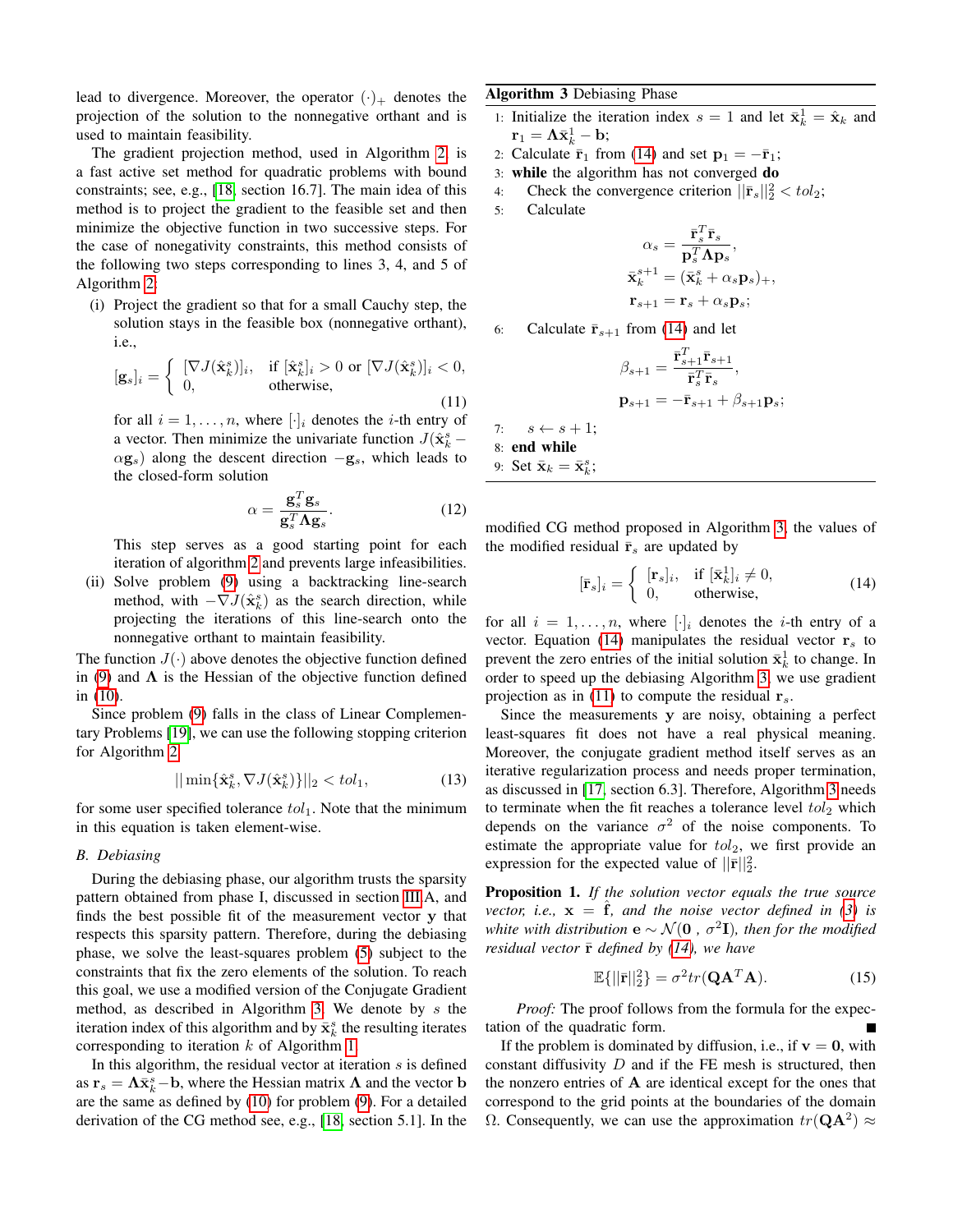lead to divergence. Moreover, the operator $(\cdot)_+$ denotes the projection of the solution to the nonnegative orthant and is used to maintain feasibility.

The gradient projection method, used in Algorithm 2, is a fast active set method for quadratic problems with bound constraints; see, e.g., [18, section 16.7]. The main idea of this method is to project the gradient to the feasible set and then minimize the objective function in two successive steps. For the case of nonnegativity constraints, this method consists of the following two steps corresponding to lines 3, 4, and 5 of Algorithm 2:

(i) Project the gradient so that for a small Cauchy step, the solution stays in the feasible box (nonnegative orthant), i.e.,

$$[\mathbf{g}_s]_i = \begin{cases} [\nabla J(\hat{\mathbf{x}}_k^s)]_i, & \text{if } [\hat{\mathbf{x}}_k^s]_i > 0 \text{ or } [\nabla J(\hat{\mathbf{x}}_k^s)]_i < 0, \\ 0, & \text{otherwise,} \end{cases} \tag{11}$$

for all $i = 1, \ldots, n$, where $[\cdot]_i$ denotes the $i$-th entry of a vector. Then minimize the univariate function $J(\hat{\mathbf{x}}_k^s - \alpha \mathbf{g}_s)$ along the descent direction $-\mathbf{g}_s$, which leads to the closed-form solution

$$\alpha = \frac{\mathbf{g}_s^T \mathbf{g}_s}{\mathbf{g}_s^T \mathbf{\Lambda} \mathbf{g}_s}. \tag{12}$$

This step serves as a good starting point for each iteration of algorithm 2 and prevents large infeasibilities.

(ii) Solve problem (9) using a backtracking line-search method, with $-\nabla J(\hat{\mathbf{x}}_k^s)$ as the search direction, while projecting the iterations of this line-search onto the nonnegative orthant to maintain feasibility.

The function $J(\cdot)$ above denotes the objective function defined in (9) and $\mathbf{\Lambda}$ is the Hessian of the objective function defined in (10).

Since problem (9) falls in the class of Linear Complementary Problems [19], we can use the following stopping criterion for Algorithm 2

$$|| \min\{\hat{\mathbf{x}}_k^s, \nabla J(\hat{\mathbf{x}}_k^s)\}||_2 < tol_1, \tag{13}$$

for some user specified tolerance $tol_1$. Note that the minimum in this equation is taken element-wise.

### B. Debiasing

During the debiasing phase, our algorithm trusts the sparsity pattern obtained from phase I, discussed in section III-A, and finds the best possible fit of the measurement vector $\mathbf{y}$ that respects this sparsity pattern. Therefore, during the debiasing phase, we solve the least-squares problem (5) subject to the constraints that fix the zero elements of the solution. To reach this goal, we use a modified version of the Conjugate Gradient method, as described in Algorithm 3. We denote by $s$ the iteration index of this algorithm and by $\bar{\mathbf{x}}_k^s$ the resulting iterates corresponding to iteration $k$ of Algorithm 1.

In this algorithm, the residual vector at iteration $s$ is defined as $\mathbf{r}_s = \mathbf{\Lambda}\bar{\mathbf{x}}_k^s - \mathbf{b}$, where the Hessian matrix $\mathbf{\Lambda}$ and the vector $\mathbf{b}$ are the same as defined by (10) for problem (9). For a detailed derivation of the CG method see, e.g., [18, section 5.1]. In the modified CG method proposed in Algorithm 3, the values of the modified residual $\bar{\mathbf{r}}_s$ are updated by

---

**Algorithm 3** Debiasing Phase

1: Initialize the iteration index $s = 1$ and let $\bar{\mathbf{x}}_k^1 = \hat{\mathbf{x}}_k$ and $\mathbf{r}_1 = \mathbf{\Lambda}\bar{\mathbf{x}}_k^1 - \mathbf{b}$;
2: Calculate $\bar{\mathbf{r}}_1$ from (14) and set $\mathbf{p}_1 = -\bar{\mathbf{r}}_1$;
3: **while** the algorithm has not converged **do**
4: Check the convergence criterion $||\bar{\mathbf{r}}_s||_2^2 < tol_2$;
5: Calculate

$$\alpha_s = \frac{\bar{\mathbf{r}}_s^T \bar{\mathbf{r}}_s}{\mathbf{p}_s^T \mathbf{\Lambda} \mathbf{p}_s},$$
$$\bar{\mathbf{x}}_k^{s+1} = (\bar{\mathbf{x}}_k^s + \alpha_s \mathbf{p}_s)_+,$$
$$\mathbf{r}_{s+1} = \mathbf{r}_s + \alpha_s \mathbf{p}_s;$$

6: Calculate $\bar{\mathbf{r}}_{s+1}$ from (14) and let

$$\beta_{s+1} = \frac{\bar{\mathbf{r}}_{s+1}^T \bar{\mathbf{r}}_{s+1}}{\bar{\mathbf{r}}_s^T \bar{\mathbf{r}}_s},$$
$$\mathbf{p}_{s+1} = -\bar{\mathbf{r}}_{s+1} + \beta_{s+1} \mathbf{p}_s;$$

7: $s \leftarrow s + 1$;
8: **end while**
9: Set $\bar{\mathbf{x}}_k = \bar{\mathbf{x}}_k^s$;

---

$$[\bar{\mathbf{r}}_s]_i = \begin{cases} [\mathbf{r}_s]_i, & \text{if } [\bar{\mathbf{x}}_k^1]_i \neq 0, \\ 0, & \text{otherwise,} \end{cases} \tag{14}$$

for all $i = 1, \ldots, n$, where $[\cdot]_i$ denotes the $i$-th entry of a vector. Equation (14) manipulates the residual vector $\mathbf{r}_s$ to prevent the zero entries of the initial solution $\bar{\mathbf{x}}_k^1$ to change. In order to speed up the debiasing Algorithm 3, we use gradient projection as in (11) to compute the residual $\mathbf{r}_s$.

Since the measurements $\mathbf{y}$ are noisy, obtaining a perfect least-squares fit does not have a real physical meaning. Moreover, the conjugate gradient method itself serves as an iterative regularization process and needs proper termination, as discussed in [17, section 6.3]. Therefore, Algorithm 3 needs to terminate when the fit reaches a tolerance level $tol_2$ which depends on the variance $\sigma^2$ of the noise components. To estimate the appropriate value for $tol_2$, we first provide an expression for the expected value of $||\bar{\mathbf{r}}||_2^2$.

**Proposition 1.** *If the solution vector equals the true source vector, i.e., $\mathbf{x} = \hat{\mathbf{f}}$, and the noise vector defined in (3) is white with distribution $\mathbf{e} \sim \mathcal{N}(\mathbf{0}\ ,\ \sigma^2\mathbf{I})$, then for the modified residual vector $\bar{\mathbf{r}}$ defined by (14), we have*

$$\mathbb{E}\{||\bar{\mathbf{r}}||_2^2\} = \sigma^2 tr(\mathbf{Q}\mathbf{A}^T\mathbf{A}). \tag{15}$$

*Proof:* The proof follows from the formula for the expectation of the quadratic form. ∎

If the problem is dominated by diffusion, i.e., if $\mathbf{v} = \mathbf{0}$, with constant diffusivity $D$ and if the FE mesh is structured, then the nonzero entries of $\mathbf{A}$ are identical except for the ones that correspond to the grid points at the boundaries of the domain $\Omega$. Consequently, we can use the approximation $tr(\mathbf{Q}\mathbf{A}^2) \approx$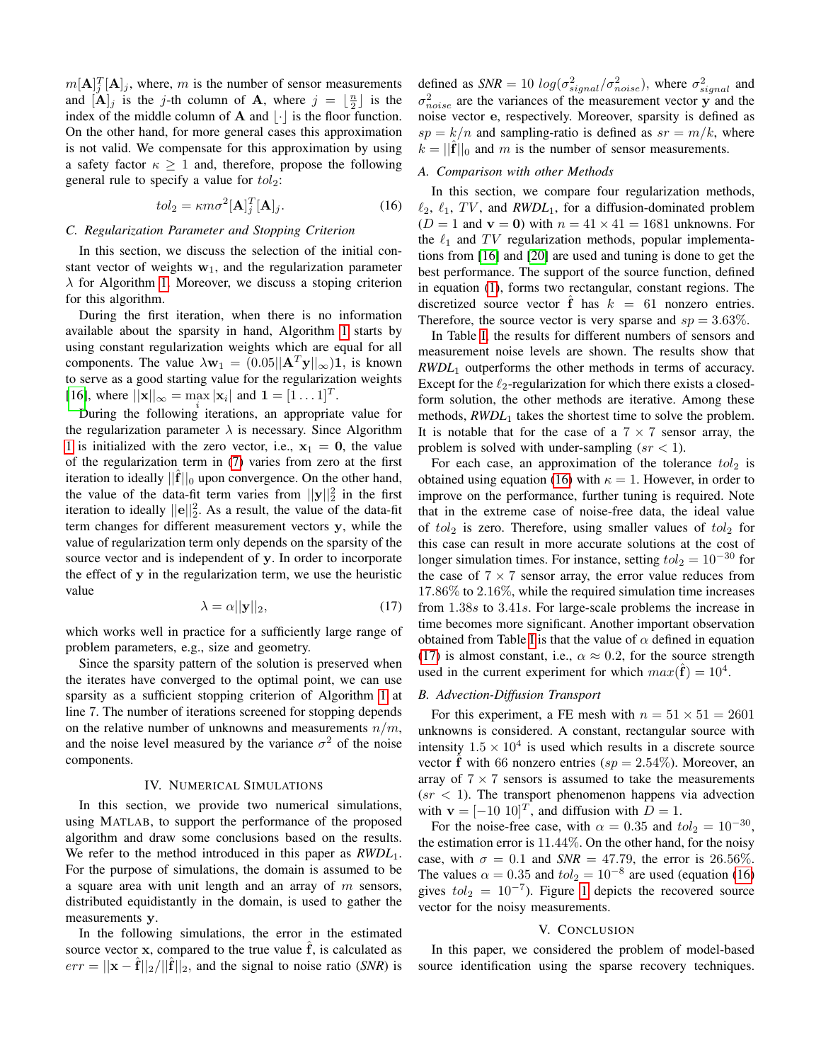$m[\mathbf{A}]_j^T[\mathbf{A}]_j$, where, $m$ is the number of sensor measurements and $[\mathbf{A}]_j$ is the $j$-th column of $\mathbf{A}$, where $j = \lfloor \frac{n}{2} \rfloor$ is the index of the middle column of $\mathbf{A}$ and $\lfloor \cdot \rfloor$ is the floor function. On the other hand, for more general cases this approximation is not valid. We compensate for this approximation by using a safety factor $\kappa \geq 1$ and, therefore, propose the following general rule to specify a value for $tol_2$:

$$tol_2 = \kappa m \sigma^2 [\mathbf{A}]_j^T [\mathbf{A}]_j. \tag{16}$$

### C. Regularization Parameter and Stopping Criterion

In this section, we discuss the selection of the initial constant vector of weights $\mathbf{w}_1$, and the regularization parameter $\lambda$ for Algorithm 1. Moreover, we discuss a stoping criterion for this algorithm.

During the first iteration, when there is no information available about the sparsity in hand, Algorithm 1 starts by using constant regularization weights which are equal for all components. The value $\lambda \mathbf{w}_1 = (0.05||\mathbf{A}^T\mathbf{y}||_\infty)\mathbf{1}$, is known to serve as a good starting value for the regularization weights [16], where $||\mathbf{x}||_\infty = \max_i |\mathbf{x}_i|$ and $\mathbf{1} = [1 \dots 1]^T$.

During the following iterations, an appropriate value for the regularization parameter $\lambda$ is necessary. Since Algorithm 1 is initialized with the zero vector, i.e., $\mathbf{x}_1 = \mathbf{0}$, the value of the regularization term in (7) varies from zero at the first iteration to ideally $||\hat{\mathbf{f}}||_0$ upon convergence. On the other hand, the value of the data-fit term varies from $||\mathbf{y}||_2^2$ in the first iteration to ideally $||\mathbf{e}||_2^2$. As a result, the value of the data-fit term changes for different measurement vectors $\mathbf{y}$, while the value of regularization term only depends on the sparsity of the source vector and is independent of $\mathbf{y}$. In order to incorporate the effect of $\mathbf{y}$ in the regularization term, we use the heuristic value

$$\lambda = \alpha ||\mathbf{y}||_2, \tag{17}$$

which works well in practice for a sufficiently large range of problem parameters, e.g., size and geometry.

Since the sparsity pattern of the solution is preserved when the iterates have converged to the optimal point, we can use sparsity as a sufficient stopping criterion of Algorithm 1 at line 7. The number of iterations screened for stopping depends on the relative number of unknowns and measurements $n/m$, and the noise level measured by the variance $\sigma^2$ of the noise components.

## IV. Numerical Simulations

In this section, we provide two numerical simulations, using MATLAB, to support the performance of the proposed algorithm and draw some conclusions based on the results. We refer to the method introduced in this paper as *RWDL*$_1$. For the purpose of simulations, the domain is assumed to be a square area with unit length and an array of $m$ sensors, distributed equidistantly in the domain, is used to gather the measurements $\mathbf{y}$.

In the following simulations, the error in the estimated source vector $\mathbf{x}$, compared to the true value $\hat{\mathbf{f}}$, is calculated as $err = ||\mathbf{x} - \hat{\mathbf{f}}||_2/||\hat{\mathbf{f}}||_2$, and the signal to noise ratio (*SNR*) is defined as $SNR = 10\ log(\sigma^2_{signal}/\sigma^2_{noise})$, where $\sigma^2_{signal}$ and $\sigma^2_{noise}$ are the variances of the measurement vector $\mathbf{y}$ and the noise vector $\mathbf{e}$, respectively. Moreover, sparsity is defined as $sp = k/n$ and sampling-ratio is defined as $sr = m/k$, where $k = ||\hat{\mathbf{f}}||_0$ and $m$ is the number of sensor measurements.

### A. Comparison with other Methods

In this section, we compare four regularization methods, $\ell_2$, $\ell_1$, $TV$, and *RWDL*$_1$, for a diffusion-dominated problem ($D = 1$ and $\mathbf{v} = \mathbf{0}$) with $n = 41 \times 41 = 1681$ unknowns. For the $\ell_1$ and $TV$ regularization methods, popular implementations from [16] and [20] are used and tuning is done to get the best performance. The support of the source function, defined in equation (1), forms two rectangular, constant regions. The discretized source vector $\hat{\mathbf{f}}$ has $k = 61$ nonzero entries. Therefore, the source vector is very sparse and $sp = 3.63\%$.

In Table I, the results for different numbers of sensors and measurement noise levels are shown. The results show that *RWDL*$_1$ outperforms the other methods in terms of accuracy. Except for the $\ell_2$-regularization for which there exists a closed-form solution, the other methods are iterative. Among these methods, *RWDL*$_1$ takes the shortest time to solve the problem. It is notable that for the case of a $7 \times 7$ sensor array, the problem is solved with under-sampling ($sr < 1$).

For each case, an approximation of the tolerance $tol_2$ is obtained using equation (16) with $\kappa = 1$. However, in order to improve on the performance, further tuning is required. Note that in the extreme case of noise-free data, the ideal value of $tol_2$ is zero. Therefore, using smaller values of $tol_2$ for this case can result in more accurate solutions at the cost of longer simulation times. For instance, setting $tol_2 = 10^{-30}$ for the case of $7 \times 7$ sensor array, the error value reduces from $17.86\%$ to $2.16\%$, while the required simulation time increases from $1.38s$ to $3.41s$. For large-scale problems the increase in time becomes more significant. Another important observation obtained from Table I is that the value of $\alpha$ defined in equation (17) is almost constant, i.e., $\alpha \approx 0.2$, for the source strength used in the current experiment for which $max(\hat{\mathbf{f}}) = 10^4$.

### B. Advection-Diffusion Transport

For this experiment, a FE mesh with $n = 51 \times 51 = 2601$ unknowns is considered. A constant, rectangular source with intensity $1.5 \times 10^4$ is used which results in a discrete source vector $\hat{\mathbf{f}}$ with 66 nonzero entries ($sp = 2.54\%$). Moreover, an array of $7 \times 7$ sensors is assumed to take the measurements ($sr < 1$). The transport phenomenon happens via advection with $\mathbf{v} = [-10\ 10]^T$, and diffusion with $D = 1$.

For the noise-free case, with $\alpha = 0.35$ and $tol_2 = 10^{-30}$, the estimation error is $11.44\%$. On the other hand, for the noisy case, with $\sigma = 0.1$ and $SNR = 47.79$, the error is $26.56\%$. The values $\alpha = 0.35$ and $tol_2 = 10^{-8}$ are used (equation (16) gives $tol_2 = 10^{-7}$). Figure 1 depicts the recovered source vector for the noisy measurements.

## V. Conclusion

In this paper, we considered the problem of model-based source identification using the sparse recovery techniques.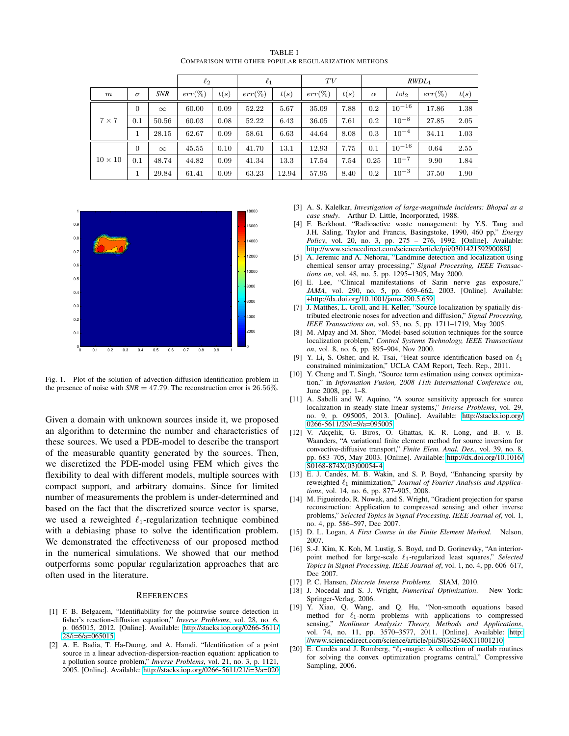TABLE I
COMPARISON WITH OTHER POPULAR REGULARIZATION METHODS

| | | | $\ell_2$ | | $\ell_1$ | | $TV$ | | $RWDL_1$ | | | |
|---|---|---|---|---|---|---|---|---|---|---|---|---|
| $m$ | $\sigma$ | *SNR* | $err(\%)$ | $t(s)$ | $err(\%)$ | $t(s)$ | $err(\%)$ | $t(s)$ | $\alpha$ | $tol_2$ | $err(\%)$ | $t(s)$ |
| $7 \times 7$ | 0 | $\infty$ | 60.00 | 0.09 | 52.22 | 5.67 | 35.09 | 7.88 | 0.2 | $10^{-16}$ | 17.86 | 1.38 |
| | 0.1 | 50.56 | 60.03 | 0.08 | 52.22 | 6.43 | 36.05 | 7.61 | 0.2 | $10^{-8}$ | 27.85 | 2.05 |
| | 1 | 28.15 | 62.67 | 0.09 | 58.61 | 6.63 | 44.64 | 8.08 | 0.3 | $10^{-4}$ | 34.11 | 1.03 |
| $10 \times 10$ | 0 | $\infty$ | 45.55 | 0.10 | 41.70 | 13.1 | 12.93 | 7.75 | 0.1 | $10^{-16}$ | 0.64 | 2.55 |
| | 0.1 | 48.74 | 44.82 | 0.09 | 41.34 | 13.3 | 17.54 | 7.54 | 0.25 | $10^{-7}$ | 9.90 | 1.84 |
| | 1 | 29.84 | 61.41 | 0.09 | 63.23 | 12.94 | 57.95 | 8.40 | 0.2 | $10^{-3}$ | 37.50 | 1.90 |

Fig. 1. Plot of the solution of advection-diffusion identification problem in the presence of noise with *SNR* $= 47.79$. The reconstruction error is $26.56\%$.

Given a domain with unknown sources inside it, we proposed an algorithm to determine the number and characteristics of these sources. We used a PDE-model to describe the transport of the measurable quantity generated by the sources. Then, we discretized the PDE-model using FEM which gives the flexibility to deal with different models, multiple sources with compact support, and arbitrary domains. Since for limited number of measurements the problem is under-determined and based on the fact that the discretized source vector is sparse, we used a reweighted $\ell_1$-regularization technique combined with a debiasing phase to solve the identification problem. We demonstrated the effectiveness of our proposed method in the numerical simulations. We showed that our method outperforms some popular regularization approaches that are often used in the literature.

## REFERENCES

[1] F. B. Belgacem, "Identifiability for the pointwise source detection in fisher's reaction-diffusion equation," *Inverse Problems*, vol. 28, no. 6, p. 065015, 2012. [Online]. Available: http://stacks.iop.org/0266-5611/28/i=6/a=065015

[2] A. E. Badia, T. Ha-Duong, and A. Hamdi, "Identification of a point source in a linear advection-dispersion-reaction equation: application to a pollution source problem," *Inverse Problems*, vol. 21, no. 3, p. 1121, 2005. [Online]. Available: http://stacks.iop.org/0266-5611/21/i=3/a=020

[3] A. S. Kalelkar, *Investigation of large-magnitude incidents: Bhopal as a case study*. Arthur D. Little, Incorporated, 1988.

[4] F. Berkhout, "Radioactive waste management: by Y.S. Tang and J.H. Saling, Taylor and Francis, Basingstoke, 1990, 460 pp," *Energy Policy*, vol. 20, no. 3, pp. 275 – 276, 1992. [Online]. Available: http://www.sciencedirect.com/science/article/pii/030142159290088J

[5] A. Jeremic and A. Nehorai, "Landmine detection and localization using chemical sensor array processing," *Signal Processing, IEEE Transactions on*, vol. 48, no. 5, pp. 1295–1305, May 2000.

[6] E. Lee, "Clinical manifestations of Sarin nerve gas exposure," *JAMA*, vol. 290, no. 5, pp. 659–662, 2003. [Online]. Available: +http://dx.doi.org/10.1001/jama.290.5.659

[7] J. Matthes, L. Groll, and H. Keller, "Source localization by spatially distributed electronic noses for advection and diffusion," *Signal Processing, IEEE Transactions on*, vol. 53, no. 5, pp. 1711–1719, May 2005.

[8] M. Alpay and M. Shor, "Model-based solution techniques for the source localization problem," *Control Systems Technology, IEEE Transactions on*, vol. 8, no. 6, pp. 895–904, Nov 2000.

[9] Y. Li, S. Osher, and R. Tsai, "Heat source identification based on $\ell_1$ constrained minimization," UCLA CAM Report, Tech. Rep., 2011.

[10] Y. Cheng and T. Singh, "Source term estimation using convex optimization," in *Information Fusion, 2008 11th International Conference on*, June 2008, pp. 1–8.

[11] A. Sabelli and W. Aquino, "A source sensitivity approach for source localization in steady-state linear systems," *Inverse Problems*, vol. 29, no. 9, p. 095005, 2013. [Online]. Available: http://stacks.iop.org/0266-5611/29/i=9/a=095005

[12] V. Akçelik, G. Biros, O. Ghattas, K. R. Long, and B. v. B. Waanders, "A variational finite element method for source inversion for convective-diffusive transport," *Finite Elem. Anal. Des.*, vol. 39, no. 8, pp. 683–705, May 2003. [Online]. Available: http://dx.doi.org/10.1016/S0168-874X(03)00054-4

[13] E. J. Candès, M. B. Wakin, and S. P. Boyd, "Enhancing sparsity by reweighted $\ell_1$ minimization," *Journal of Fourier Analysis and Applications*, vol. 14, no. 6, pp. 877–905, 2008.

[14] M. Figueiredo, R. Nowak, and S. Wright, "Gradient projection for sparse reconstruction: Application to compressed sensing and other inverse problems," *Selected Topics in Signal Processing, IEEE Journal of*, vol. 1, no. 4, pp. 586–597, Dec 2007.

[15] D. L. Logan, *A First Course in the Finite Element Method*. Nelson, 2007.

[16] S.-J. Kim, K. Koh, M. Lustig, S. Boyd, and D. Gorinevsky, "An interior-point method for large-scale $\ell_1$-regularized least squares," *Selected Topics in Signal Processing, IEEE Journal of*, vol. 1, no. 4, pp. 606–617, Dec 2007.

[17] P. C. Hansen, *Discrete Inverse Problems*. SIAM, 2010.

[18] J. Nocedal and S. J. Wright, *Numerical Optimization*. New York: Springer-Verlag, 2006.

[19] Y. Xiao, Q. Wang, and Q. Hu, "Non-smooth equations based method for $\ell_1$-norm problems with applications to compressed sensing," *Nonlinear Analysis: Theory, Methods and Applications*, vol. 74, no. 11, pp. 3570–3577, 2011. [Online]. Available: http://www.sciencedirect.com/science/article/pii/S0362546X11001210

[20] E. Candès and J. Romberg, "$\ell_1$-magic: A collection of matlab routines for solving the convex optimization programs central," Compressive Sampling, 2006.